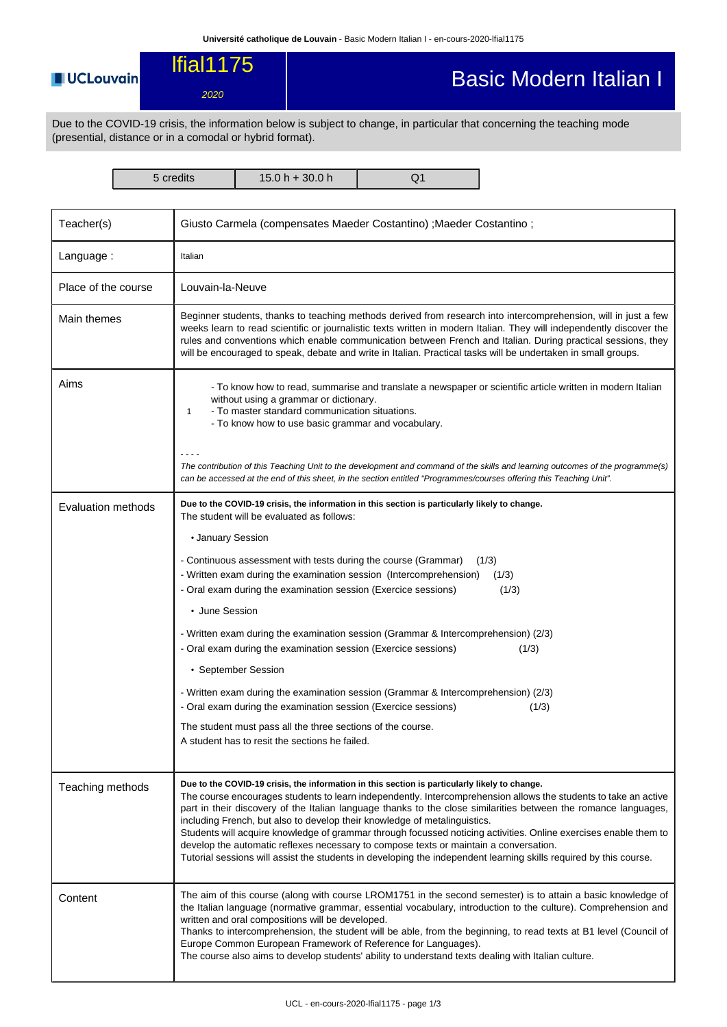# lfial1175

*2020*

# Basic Modern Italian I

Due to the COVID-19 crisis, the information below is subject to change, in particular that concerning the teaching mode (presential, distance or in a comodal or hybrid format).

| 5 credits | 15.0 h + 30.0 h | Q1 |
|---|---|---|

| | |
|---|---|
| Teacher(s) | Giusto Carmela (compensates Maeder Costantino) ;Maeder Costantino ; |
| Language : | Italian |
| Place of the course | Louvain-la-Neuve |
| Main themes | Beginner students, thanks to teaching methods derived from research into intercomprehension, will in just a few weeks learn to read scientific or journalistic texts written in modern Italian. They will independently discover the rules and conventions which enable communication between French and Italian. During practical sessions, they will be encouraged to speak, debate and write in Italian. Practical tasks will be undertaken in small groups. |
| Aims | 1 - To know how to read, summarise and translate a newspaper or scientific article written in modern Italian without using a grammar or dictionary.<br>- To master standard communication situations.<br>- To know how to use basic grammar and vocabulary.<br><br>- - - -<br>*The contribution of this Teaching Unit to the development and command of the skills and learning outcomes of the programme(s) can be accessed at the end of this sheet, in the section entitled "Programmes/courses offering this Teaching Unit".* |
| Evaluation methods | **Due to the COVID-19 crisis, the information in this section is particularly likely to change.**<br>The student will be evaluated as follows:<br><br>• January Session<br><br>- Continuous assessment with tests during the course (Grammar) (1/3)<br>- Written exam during the examination session (Intercomprehension) (1/3)<br>- Oral exam during the examination session (Exercice sessions) (1/3)<br><br>• June Session<br><br>- Written exam during the examination session (Grammar & Intercomprehension) (2/3)<br>- Oral exam during the examination session (Exercice sessions) (1/3)<br><br>• September Session<br><br>- Written exam during the examination session (Grammar & Intercomprehension) (2/3)<br>- Oral exam during the examination session (Exercice sessions) (1/3)<br><br>The student must pass all the three sections of the course.<br>A student has to resit the sections he failed. |
| Teaching methods | **Due to the COVID-19 crisis, the information in this section is particularly likely to change.**<br>The course encourages students to learn independently. Intercomprehension allows the students to take an active part in their discovery of the Italian language thanks to the close similarities between the romance languages, including French, but also to develop their knowledge of metalinguistics.<br>Students will acquire knowledge of grammar through focussed noticing activities. Online exercises enable them to develop the automatic reflexes necessary to compose texts or maintain a conversation.<br>Tutorial sessions will assist the students in developing the independent learning skills required by this course. |
| Content | The aim of this course (along with course LROM1751 in the second semester) is to attain a basic knowledge of the Italian language (normative grammar, essential vocabulary, introduction to the culture). Comprehension and written and oral compositions will be developed.<br>Thanks to intercomprehension, the student will be able, from the beginning, to read texts at B1 level (Council of Europe Common European Framework of Reference for Languages).<br>The course also aims to develop students' ability to understand texts dealing with Italian culture. |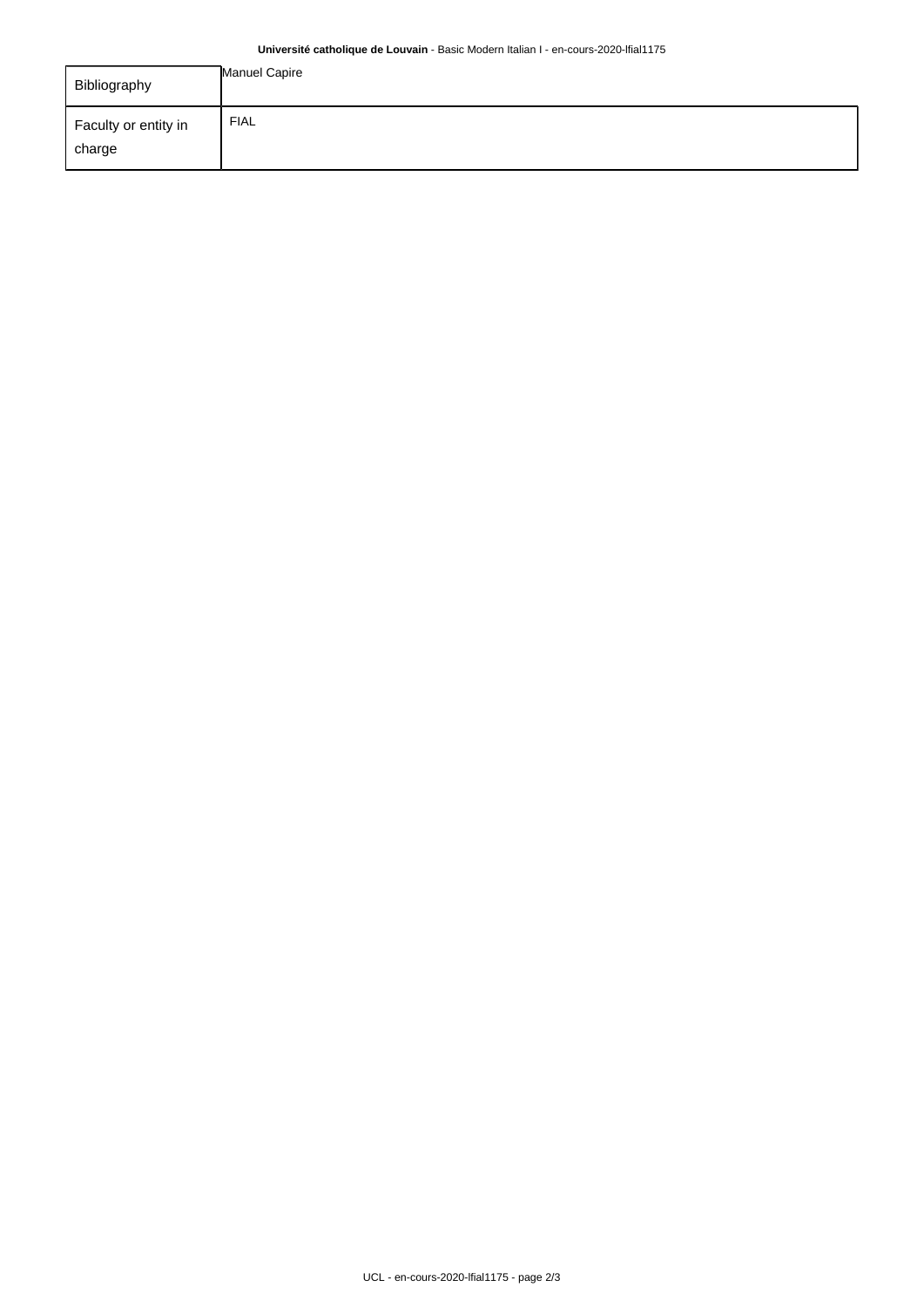| | |
|---|---|
| Bibliography | Manuel Capire |
| Faculty or entity in charge | FIAL |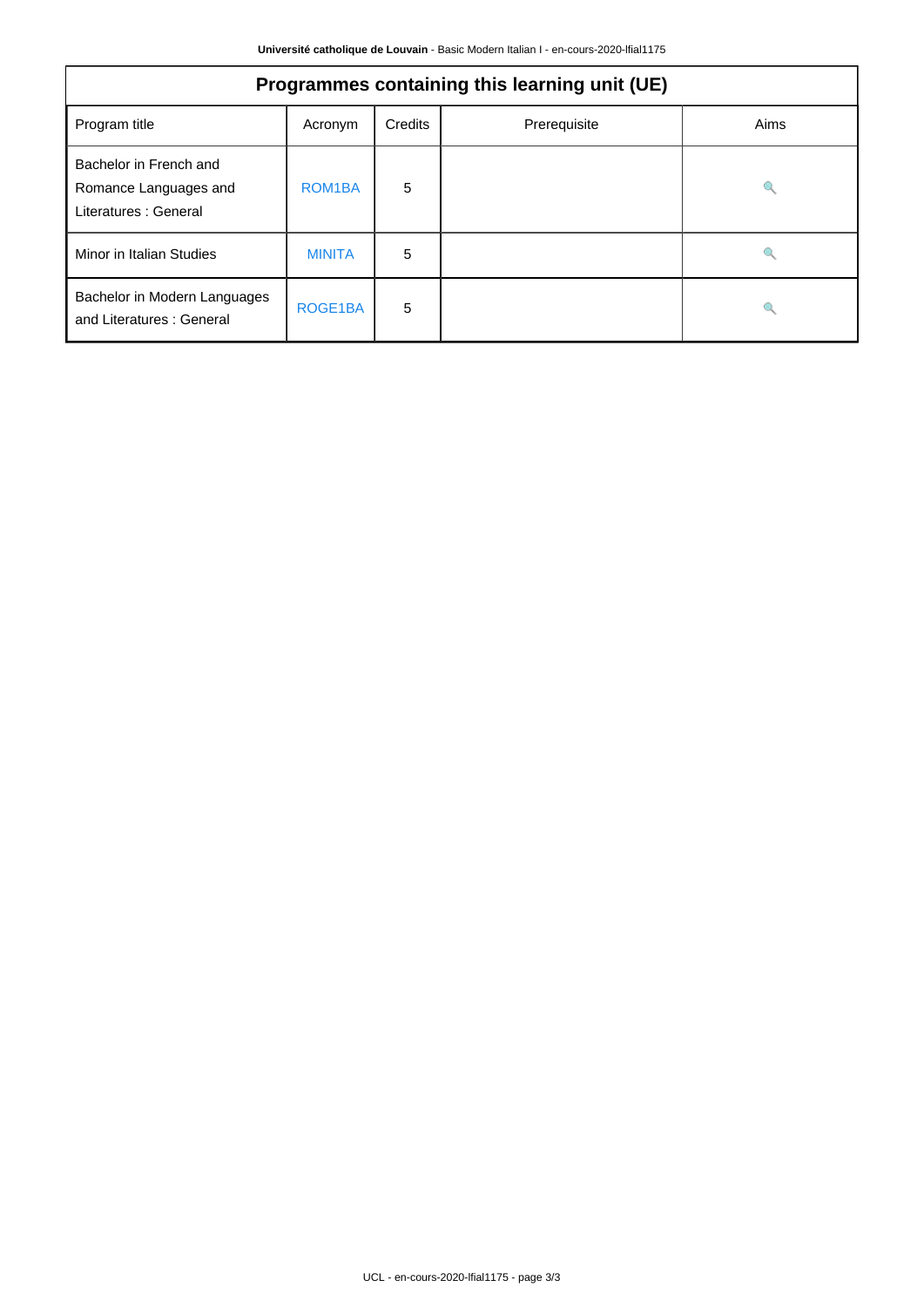## Programmes containing this learning unit (UE)

| Program title | Acronym | Credits | Prerequisite | Aims |
|---|---|---|---|---|
| Bachelor in French and Romance Languages and Literatures : General | ROM1BA | 5 | | |
| Minor in Italian Studies | MINITA | 5 | | |
| Bachelor in Modern Languages and Literatures : General | ROGE1BA | 5 | | |